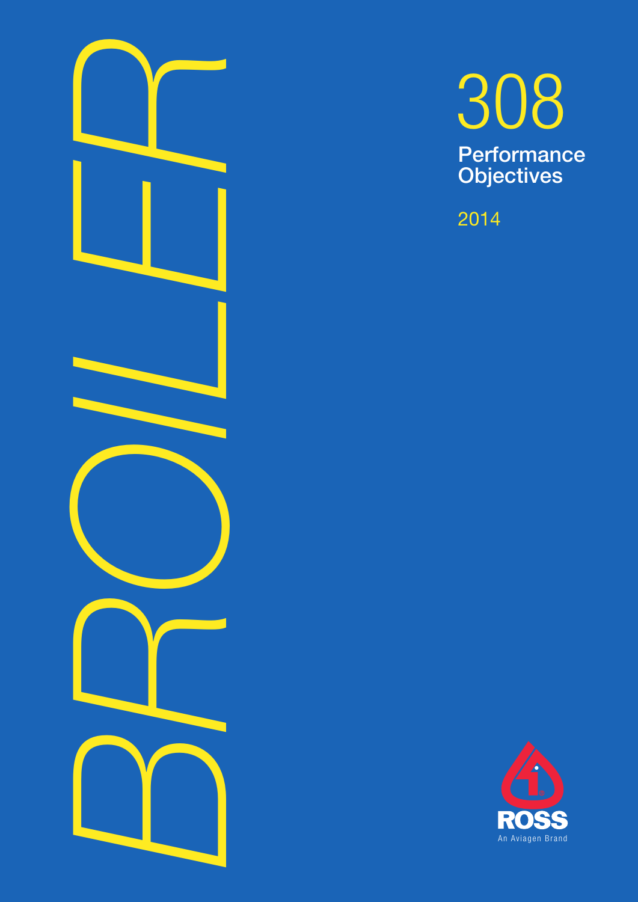# BROILER

# 308

## Performance Objectives

2014

ROSS

An Aviagen Brand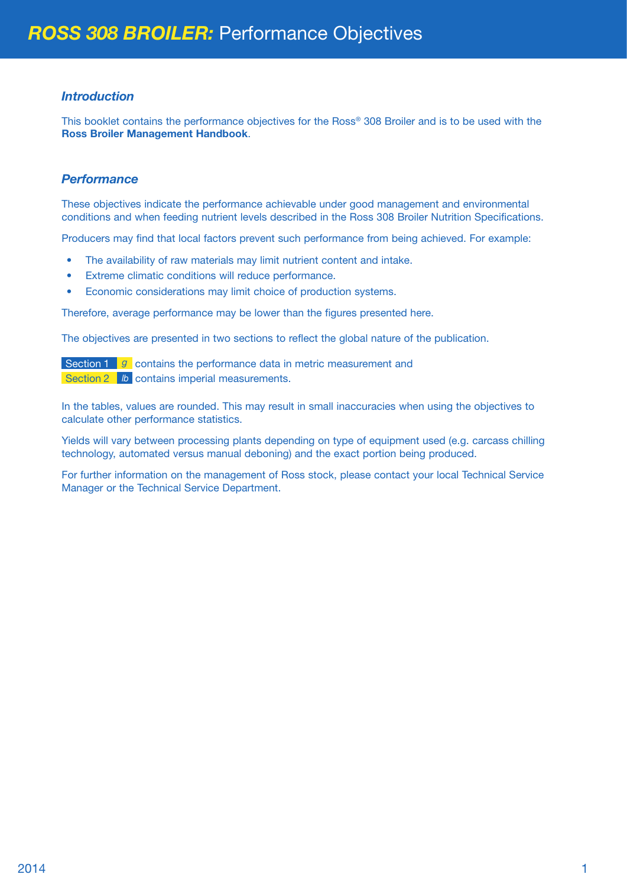# ROSS 308 BROILER: Performance Objectives

### *Introduction*

This booklet contains the performance objectives for the Ross® 308 Broiler and is to be used with the **Ross Broiler Management Handbook**.

### *Performance*

These objectives indicate the performance achievable under good management and environmental conditions and when feeding nutrient levels described in the Ross 308 Broiler Nutrition Specifications.

Producers may find that local factors prevent such performance from being achieved. For example:

- The availability of raw materials may limit nutrient content and intake.
- Extreme climatic conditions will reduce performance.
- Economic considerations may limit choice of production systems.

Therefore, average performance may be lower than the figures presented here.

The objectives are presented in two sections to reflect the global nature of the publication.

Section 1 *g* contains the performance data in metric measurement and
Section 2 *lb* contains imperial measurements.

In the tables, values are rounded. This may result in small inaccuracies when using the objectives to calculate other performance statistics.

Yields will vary between processing plants depending on type of equipment used (e.g. carcass chilling technology, automated versus manual deboning) and the exact portion being produced.

For further information on the management of Ross stock, please contact your local Technical Service Manager or the Technical Service Department.

2014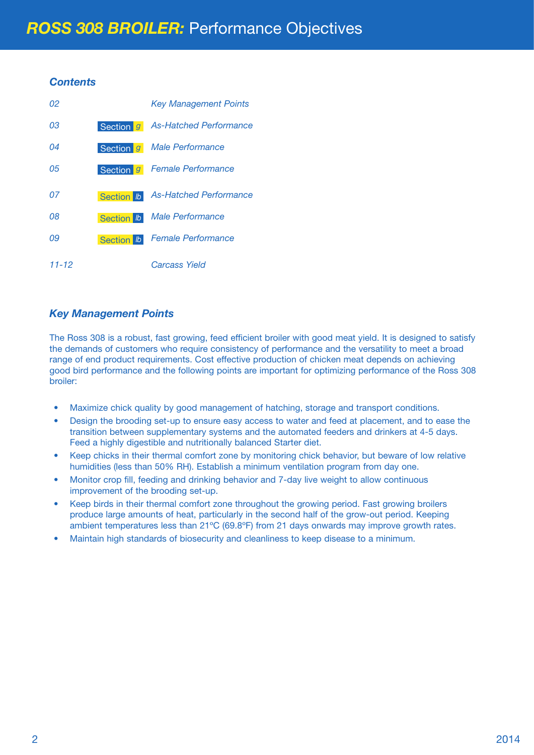# *ROSS 308 BROILER:* Performance Objectives

## *Contents*

| | | |
|---|---|---|
| *02* | | *Key Management Points* |
| *03* | Section *g* | *As-Hatched Performance* |
| *04* | Section *g* | *Male Performance* |
| *05* | Section *g* | *Female Performance* |
| *07* | Section *lb* | *As-Hatched Performance* |
| *08* | Section *lb* | *Male Performance* |
| *09* | Section *lb* | *Female Performance* |
| *11-12* | | *Carcass Yield* |

## *Key Management Points*

The Ross 308 is a robust, fast growing, feed efficient broiler with good meat yield. It is designed to satisfy the demands of customers who require consistency of performance and the versatility to meet a broad range of end product requirements. Cost effective production of chicken meat depends on achieving good bird performance and the following points are important for optimizing performance of the Ross 308 broiler:

- Maximize chick quality by good management of hatching, storage and transport conditions.
- Design the brooding set-up to ensure easy access to water and feed at placement, and to ease the transition between supplementary systems and the automated feeders and drinkers at 4-5 days. Feed a highly digestible and nutritionally balanced Starter diet.
- Keep chicks in their thermal comfort zone by monitoring chick behavior, but beware of low relative humidities (less than 50% RH). Establish a minimum ventilation program from day one.
- Monitor crop fill, feeding and drinking behavior and 7-day live weight to allow continuous improvement of the brooding set-up.
- Keep birds in their thermal comfort zone throughout the growing period. Fast growing broilers produce large amounts of heat, particularly in the second half of the grow-out period. Keeping ambient temperatures less than 21ºC (69.8ºF) from 21 days onwards may improve growth rates.
- Maintain high standards of biosecurity and cleanliness to keep disease to a minimum.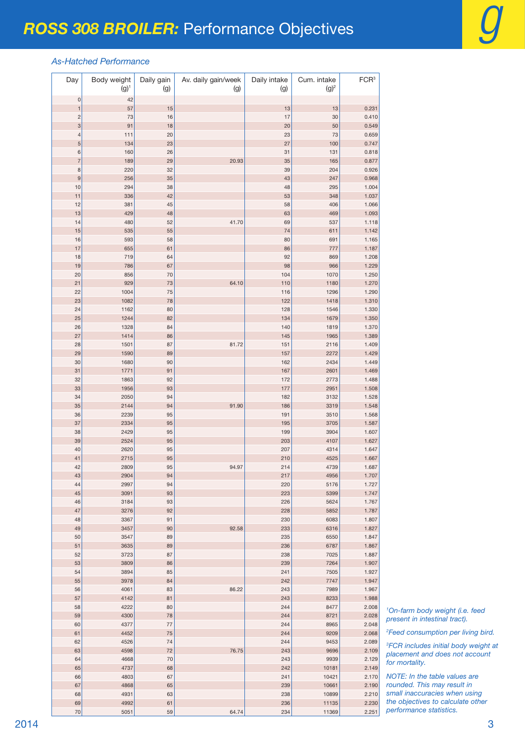# ROSS 308 BROILER: Performance Objectives

*As-Hatched Performance*

| Day | Body weight (g)[1] | Daily gain (g) | Av. daily gain/week (g) | Daily intake (g) | Cum. intake (g)[2] | FCR[3] |
|---|---|---|---|---|---|---|
| 0 | 42 | | | | | |
| 1 | 57 | 15 | | 13 | 13 | 0.231 |
| 2 | 73 | 16 | | 17 | 30 | 0.410 |
| 3 | 91 | 18 | | 20 | 50 | 0.549 |
| 4 | 111 | 20 | | 23 | 73 | 0.659 |
| 5 | 134 | 23 | | 27 | 100 | 0.747 |
| 6 | 160 | 26 | | 31 | 131 | 0.818 |
| 7 | 189 | 29 | 20.93 | 35 | 165 | 0.877 |
| 8 | 220 | 32 | | 39 | 204 | 0.926 |
| 9 | 256 | 35 | | 43 | 247 | 0.968 |
| 10 | 294 | 38 | | 48 | 295 | 1.004 |
| 11 | 336 | 42 | | 53 | 348 | 1.037 |
| 12 | 381 | 45 | | 58 | 406 | 1.066 |
| 13 | 429 | 48 | | 63 | 469 | 1.093 |
| 14 | 480 | 52 | 41.70 | 69 | 537 | 1.118 |
| 15 | 535 | 55 | | 74 | 611 | 1.142 |
| 16 | 593 | 58 | | 80 | 691 | 1.165 |
| 17 | 655 | 61 | | 86 | 777 | 1.187 |
| 18 | 719 | 64 | | 92 | 869 | 1.208 |
| 19 | 786 | 67 | | 98 | 966 | 1.229 |
| 20 | 856 | 70 | | 104 | 1070 | 1.250 |
| 21 | 929 | 73 | 64.10 | 110 | 1180 | 1.270 |
| 22 | 1004 | 75 | | 116 | 1296 | 1.290 |
| 23 | 1082 | 78 | | 122 | 1418 | 1.310 |
| 24 | 1162 | 80 | | 128 | 1546 | 1.330 |
| 25 | 1244 | 82 | | 134 | 1679 | 1.350 |
| 26 | 1328 | 84 | | 140 | 1819 | 1.370 |
| 27 | 1414 | 86 | | 145 | 1965 | 1.389 |
| 28 | 1501 | 87 | 81.72 | 151 | 2116 | 1.409 |
| 29 | 1590 | 89 | | 157 | 2272 | 1.429 |
| 30 | 1680 | 90 | | 162 | 2434 | 1.449 |
| 31 | 1771 | 91 | | 167 | 2601 | 1.469 |
| 32 | 1863 | 92 | | 172 | 2773 | 1.488 |
| 33 | 1956 | 93 | | 177 | 2951 | 1.508 |
| 34 | 2050 | 94 | | 182 | 3132 | 1.528 |
| 35 | 2144 | 94 | 91.90 | 186 | 3319 | 1.548 |
| 36 | 2239 | 95 | | 191 | 3510 | 1.568 |
| 37 | 2334 | 95 | | 195 | 3705 | 1.587 |
| 38 | 2429 | 95 | | 199 | 3904 | 1.607 |
| 39 | 2524 | 95 | | 203 | 4107 | 1.627 |
| 40 | 2620 | 95 | | 207 | 4314 | 1.647 |
| 41 | 2715 | 95 | | 210 | 4525 | 1.667 |
| 42 | 2809 | 95 | 94.97 | 214 | 4739 | 1.687 |
| 43 | 2904 | 94 | | 217 | 4956 | 1.707 |
| 44 | 2997 | 94 | | 220 | 5176 | 1.727 |
| 45 | 3091 | 93 | | 223 | 5399 | 1.747 |
| 46 | 3184 | 93 | | 226 | 5624 | 1.767 |
| 47 | 3276 | 92 | | 228 | 5852 | 1.787 |
| 48 | 3367 | 91 | | 230 | 6083 | 1.807 |
| 49 | 3457 | 90 | 92.58 | 233 | 6316 | 1.827 |
| 50 | 3547 | 89 | | 235 | 6550 | 1.847 |
| 51 | 3635 | 89 | | 236 | 6787 | 1.867 |
| 52 | 3723 | 87 | | 238 | 7025 | 1.887 |
| 53 | 3809 | 86 | | 239 | 7264 | 1.907 |
| 54 | 3894 | 85 | | 241 | 7505 | 1.927 |
| 55 | 3978 | 84 | | 242 | 7747 | 1.947 |
| 56 | 4061 | 83 | 86.22 | 243 | 7989 | 1.967 |
| 57 | 4142 | 81 | | 243 | 8233 | 1.988 |
| 58 | 4222 | 80 | | 244 | 8477 | 2.008 |
| 59 | 4300 | 78 | | 244 | 8721 | 2.028 |
| 60 | 4377 | 77 | | 244 | 8965 | 2.048 |
| 61 | 4452 | 75 | | 244 | 9209 | 2.068 |
| 62 | 4526 | 74 | | 244 | 9453 | 2.089 |
| 63 | 4598 | 72 | 76.75 | 243 | 9696 | 2.109 |
| 64 | 4668 | 70 | | 243 | 9939 | 2.129 |
| 65 | 4737 | 68 | | 242 | 10181 | 2.149 |
| 66 | 4803 | 67 | | 241 | 10421 | 2.170 |
| 67 | 4868 | 65 | | 239 | 10661 | 2.190 |
| 68 | 4931 | 63 | | 238 | 10899 | 2.210 |
| 69 | 4992 | 61 | | 236 | 11135 | 2.230 |
| 70 | 5051 | 59 | 64.74 | 234 | 11369 | 2.251 |

*[1]On-farm body weight (i.e. feed present in intestinal tract).*

*[2]Feed consumption per living bird.*

*[3]FCR includes initial body weight at placement and does not account for mortality.*

*NOTE: In the table values are rounded. This may result in small inaccuracies when using the objectives to calculate other performance statistics.*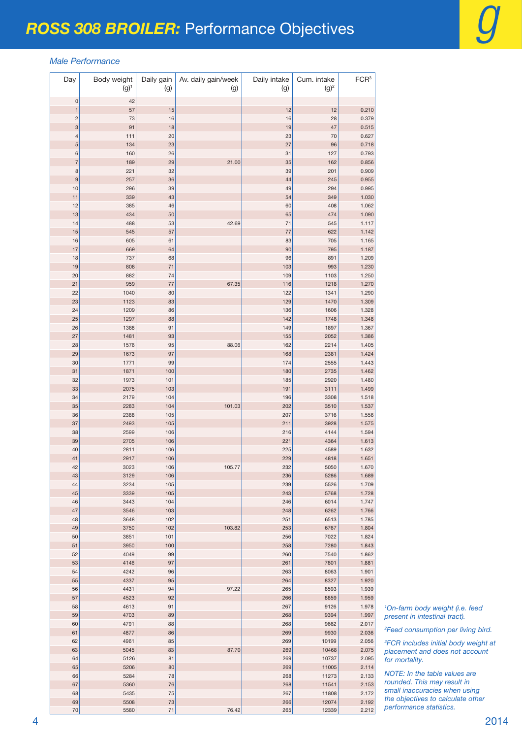# ROSS 308 BROILER: Performance Objectives

*Male Performance*

| Day | Body weight (g)[1] | Daily gain (g) | Av. daily gain/week (g) | Daily intake (g) | Cum. intake (g)[2] | FCR[3] |
|---|---|---|---|---|---|---|
| 0 | 42 | | | | | |
| 1 | 57 | 15 | | 12 | 12 | 0.210 |
| 2 | 73 | 16 | | 16 | 28 | 0.379 |
| 3 | 91 | 18 | | 19 | 47 | 0.515 |
| 4 | 111 | 20 | | 23 | 70 | 0.627 |
| 5 | 134 | 23 | | 27 | 96 | 0.718 |
| 6 | 160 | 26 | | 31 | 127 | 0.793 |
| 7 | 189 | 29 | 21.00 | 35 | 162 | 0.856 |
| 8 | 221 | 32 | | 39 | 201 | 0.909 |
| 9 | 257 | 36 | | 44 | 245 | 0.955 |
| 10 | 296 | 39 | | 49 | 294 | 0.995 |
| 11 | 339 | 43 | | 54 | 349 | 1.030 |
| 12 | 385 | 46 | | 60 | 408 | 1.062 |
| 13 | 434 | 50 | | 65 | 474 | 1.090 |
| 14 | 488 | 53 | 42.69 | 71 | 545 | 1.117 |
| 15 | 545 | 57 | | 77 | 622 | 1.142 |
| 16 | 605 | 61 | | 83 | 705 | 1.165 |
| 17 | 669 | 64 | | 90 | 795 | 1.187 |
| 18 | 737 | 68 | | 96 | 891 | 1.209 |
| 19 | 808 | 71 | | 103 | 993 | 1.230 |
| 20 | 882 | 74 | | 109 | 1103 | 1.250 |
| 21 | 959 | 77 | 67.35 | 116 | 1218 | 1.270 |
| 22 | 1040 | 80 | | 122 | 1341 | 1.290 |
| 23 | 1123 | 83 | | 129 | 1470 | 1.309 |
| 24 | 1209 | 86 | | 136 | 1606 | 1.328 |
| 25 | 1297 | 88 | | 142 | 1748 | 1.348 |
| 26 | 1388 | 91 | | 149 | 1897 | 1.367 |
| 27 | 1481 | 93 | | 155 | 2052 | 1.386 |
| 28 | 1576 | 95 | 88.06 | 162 | 2214 | 1.405 |
| 29 | 1673 | 97 | | 168 | 2381 | 1.424 |
| 30 | 1771 | 99 | | 174 | 2555 | 1.443 |
| 31 | 1871 | 100 | | 180 | 2735 | 1.462 |
| 32 | 1973 | 101 | | 185 | 2920 | 1.480 |
| 33 | 2075 | 103 | | 191 | 3111 | 1.499 |
| 34 | 2179 | 104 | | 196 | 3308 | 1.518 |
| 35 | 2283 | 104 | 101.03 | 202 | 3510 | 1.537 |
| 36 | 2388 | 105 | | 207 | 3716 | 1.556 |
| 37 | 2493 | 105 | | 211 | 3928 | 1.575 |
| 38 | 2599 | 106 | | 216 | 4144 | 1.594 |
| 39 | 2705 | 106 | | 221 | 4364 | 1.613 |
| 40 | 2811 | 106 | | 225 | 4589 | 1.632 |
| 41 | 2917 | 106 | | 229 | 4818 | 1.651 |
| 42 | 3023 | 106 | 105.77 | 232 | 5050 | 1.670 |
| 43 | 3129 | 106 | | 236 | 5286 | 1.689 |
| 44 | 3234 | 105 | | 239 | 5526 | 1.709 |
| 45 | 3339 | 105 | | 243 | 5768 | 1.728 |
| 46 | 3443 | 104 | | 246 | 6014 | 1.747 |
| 47 | 3546 | 103 | | 248 | 6262 | 1.766 |
| 48 | 3648 | 102 | | 251 | 6513 | 1.785 |
| 49 | 3750 | 102 | 103.82 | 253 | 6767 | 1.804 |
| 50 | 3851 | 101 | | 256 | 7022 | 1.824 |
| 51 | 3950 | 100 | | 258 | 7280 | 1.843 |
| 52 | 4049 | 99 | | 260 | 7540 | 1.862 |
| 53 | 4146 | 97 | | 261 | 7801 | 1.881 |
| 54 | 4242 | 96 | | 263 | 8063 | 1.901 |
| 55 | 4337 | 95 | | 264 | 8327 | 1.920 |
| 56 | 4431 | 94 | 97.22 | 265 | 8593 | 1.939 |
| 57 | 4523 | 92 | | 266 | 8859 | 1.959 |
| 58 | 4613 | 91 | | 267 | 9126 | 1.978 |
| 59 | 4703 | 89 | | 268 | 9394 | 1.997 |
| 60 | 4791 | 88 | | 268 | 9662 | 2.017 |
| 61 | 4877 | 86 | | 269 | 9930 | 2.036 |
| 62 | 4961 | 85 | | 269 | 10199 | 2.056 |
| 63 | 5045 | 83 | 87.70 | 269 | 10468 | 2.075 |
| 64 | 5126 | 81 | | 269 | 10737 | 2.095 |
| 65 | 5206 | 80 | | 269 | 11005 | 2.114 |
| 66 | 5284 | 78 | | 268 | 11273 | 2.133 |
| 67 | 5360 | 76 | | 268 | 11541 | 2.153 |
| 68 | 5435 | 75 | | 267 | 11808 | 2.172 |
| 69 | 5508 | 73 | | 266 | 12074 | 2.192 |
| 70 | 5580 | 71 | 76.42 | 265 | 12339 | 2.212 |

*[1]On-farm body weight (i.e. feed present in intestinal tract).*

*[2]Feed consumption per living bird.*

*[3]FCR includes initial body weight at placement and does not account for mortality.*

*NOTE: In the table values are rounded. This may result in small inaccuracies when using the objectives to calculate other performance statistics.*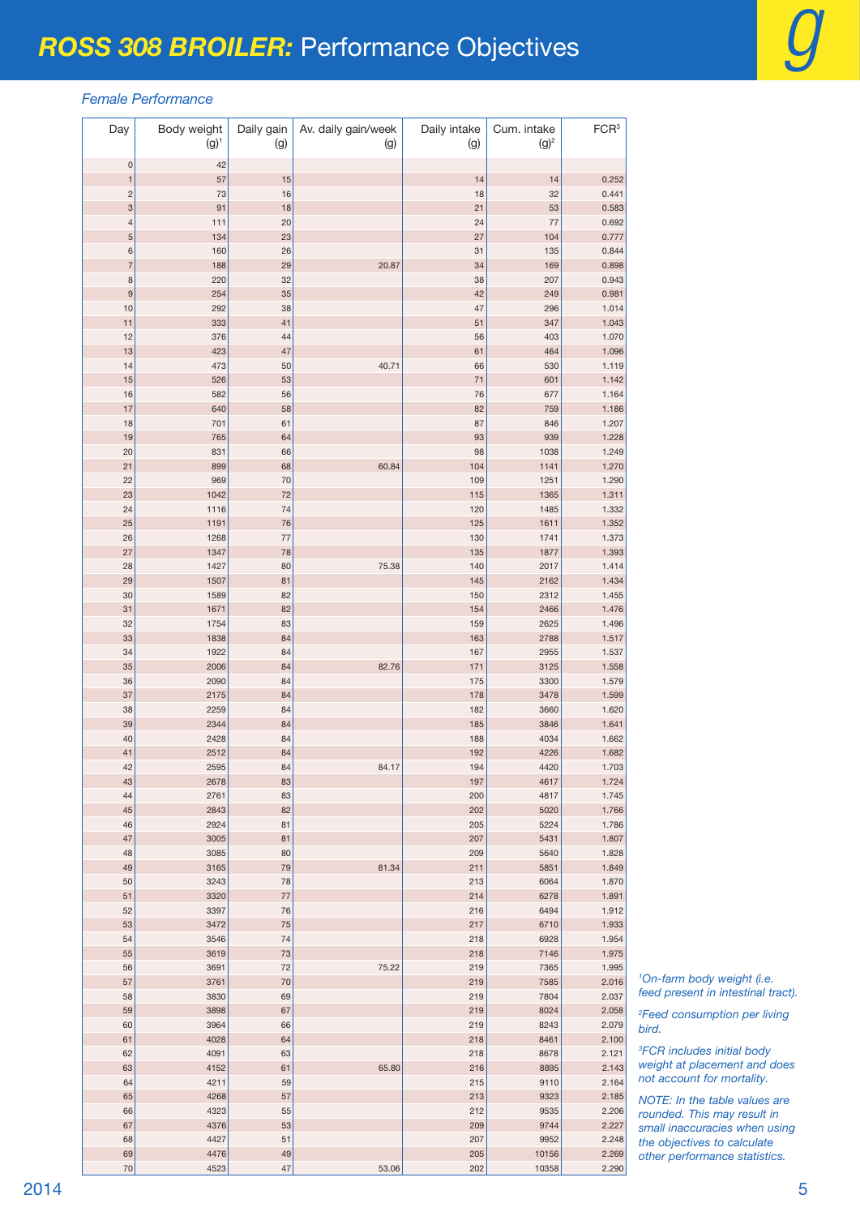# ROSS 308 BROILER: Performance Objectives

*Female Performance*

| Day | Body weight (g)[1] | Daily gain (g) | Av. daily gain/week (g) | Daily intake (g) | Cum. intake (g)[2] | FCR[3] |
|---|---|---|---|---|---|---|
| 0 | 42 | | | | | |
| 1 | 57 | 15 | | 14 | 14 | 0.252 |
| 2 | 73 | 16 | | 18 | 32 | 0.441 |
| 3 | 91 | 18 | | 21 | 53 | 0.583 |
| 4 | 111 | 20 | | 24 | 77 | 0.692 |
| 5 | 134 | 23 | | 27 | 104 | 0.777 |
| 6 | 160 | 26 | | 31 | 135 | 0.844 |
| 7 | 188 | 29 | 20.87 | 34 | 169 | 0.898 |
| 8 | 220 | 32 | | 38 | 207 | 0.943 |
| 9 | 254 | 35 | | 42 | 249 | 0.981 |
| 10 | 292 | 38 | | 47 | 296 | 1.014 |
| 11 | 333 | 41 | | 51 | 347 | 1.043 |
| 12 | 376 | 44 | | 56 | 403 | 1.070 |
| 13 | 423 | 47 | | 61 | 464 | 1.096 |
| 14 | 473 | 50 | 40.71 | 66 | 530 | 1.119 |
| 15 | 526 | 53 | | 71 | 601 | 1.142 |
| 16 | 582 | 56 | | 76 | 677 | 1.164 |
| 17 | 640 | 58 | | 82 | 759 | 1.186 |
| 18 | 701 | 61 | | 87 | 846 | 1.207 |
| 19 | 765 | 64 | | 93 | 939 | 1.228 |
| 20 | 831 | 66 | | 98 | 1038 | 1.249 |
| 21 | 899 | 68 | 60.84 | 104 | 1141 | 1.270 |
| 22 | 969 | 70 | | 109 | 1251 | 1.290 |
| 23 | 1042 | 72 | | 115 | 1365 | 1.311 |
| 24 | 1116 | 74 | | 120 | 1485 | 1.332 |
| 25 | 1191 | 76 | | 125 | 1611 | 1.352 |
| 26 | 1268 | 77 | | 130 | 1741 | 1.373 |
| 27 | 1347 | 78 | | 135 | 1877 | 1.393 |
| 28 | 1427 | 80 | 75.38 | 140 | 2017 | 1.414 |
| 29 | 1507 | 81 | | 145 | 2162 | 1.434 |
| 30 | 1589 | 82 | | 150 | 2312 | 1.455 |
| 31 | 1671 | 82 | | 154 | 2466 | 1.476 |
| 32 | 1754 | 83 | | 159 | 2625 | 1.496 |
| 33 | 1838 | 84 | | 163 | 2788 | 1.517 |
| 34 | 1922 | 84 | | 167 | 2955 | 1.537 |
| 35 | 2006 | 84 | 82.76 | 171 | 3125 | 1.558 |
| 36 | 2090 | 84 | | 175 | 3300 | 1.579 |
| 37 | 2175 | 84 | | 178 | 3478 | 1.599 |
| 38 | 2259 | 84 | | 182 | 3660 | 1.620 |
| 39 | 2344 | 84 | | 185 | 3846 | 1.641 |
| 40 | 2428 | 84 | | 188 | 4034 | 1.662 |
| 41 | 2512 | 84 | | 192 | 4226 | 1.682 |
| 42 | 2595 | 84 | 84.17 | 194 | 4420 | 1.703 |
| 43 | 2678 | 83 | | 197 | 4617 | 1.724 |
| 44 | 2761 | 83 | | 200 | 4817 | 1.745 |
| 45 | 2843 | 82 | | 202 | 5020 | 1.766 |
| 46 | 2924 | 81 | | 205 | 5224 | 1.786 |
| 47 | 3005 | 81 | | 207 | 5431 | 1.807 |
| 48 | 3085 | 80 | | 209 | 5640 | 1.828 |
| 49 | 3165 | 79 | 81.34 | 211 | 5851 | 1.849 |
| 50 | 3243 | 78 | | 213 | 6064 | 1.870 |
| 51 | 3320 | 77 | | 214 | 6278 | 1.891 |
| 52 | 3397 | 76 | | 216 | 6494 | 1.912 |
| 53 | 3472 | 75 | | 217 | 6710 | 1.933 |
| 54 | 3546 | 74 | | 218 | 6928 | 1.954 |
| 55 | 3619 | 73 | | 218 | 7146 | 1.975 |
| 56 | 3691 | 72 | 75.22 | 219 | 7365 | 1.995 |
| 57 | 3761 | 70 | | 219 | 7585 | 2.016 |
| 58 | 3830 | 69 | | 219 | 7804 | 2.037 |
| 59 | 3898 | 67 | | 219 | 8024 | 2.058 |
| 60 | 3964 | 66 | | 219 | 8243 | 2.079 |
| 61 | 4028 | 64 | | 218 | 8461 | 2.100 |
| 62 | 4091 | 63 | | 218 | 8678 | 2.121 |
| 63 | 4152 | 61 | 65.80 | 216 | 8895 | 2.143 |
| 64 | 4211 | 59 | | 215 | 9110 | 2.164 |
| 65 | 4268 | 57 | | 213 | 9323 | 2.185 |
| 66 | 4323 | 55 | | 212 | 9535 | 2.206 |
| 67 | 4376 | 53 | | 209 | 9744 | 2.227 |
| 68 | 4427 | 51 | | 207 | 9952 | 2.248 |
| 69 | 4476 | 49 | | 205 | 10156 | 2.269 |
| 70 | 4523 | 47 | 53.06 | 202 | 10358 | 2.290 |

*[1]On-farm body weight (i.e. feed present in intestinal tract).*

*[2]Feed consumption per living bird.*

*[3]FCR includes initial body weight at placement and does not account for mortality.*

*NOTE: In the table values are rounded. This may result in small inaccuracies when using the objectives to calculate other performance statistics.*

2014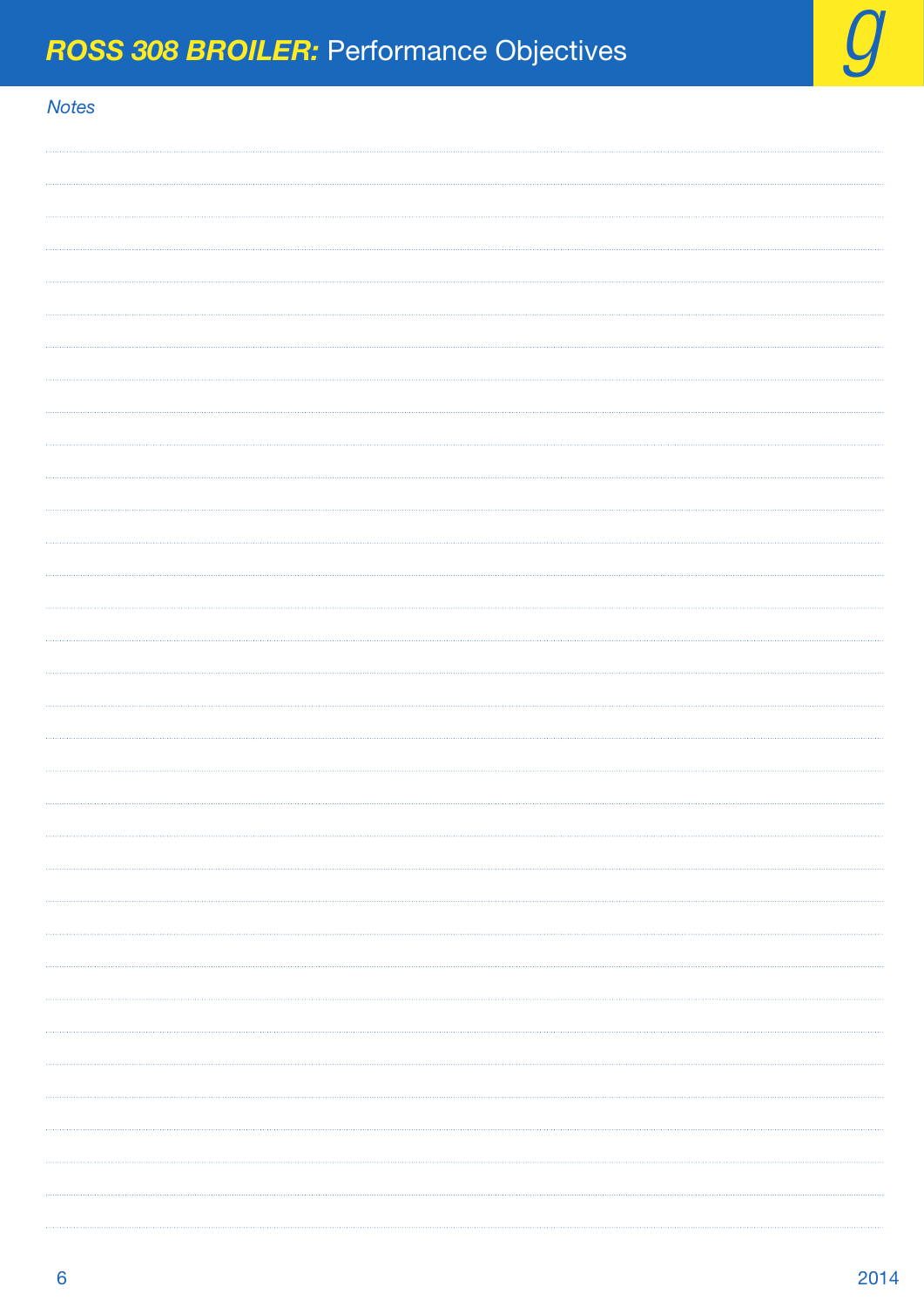*Notes*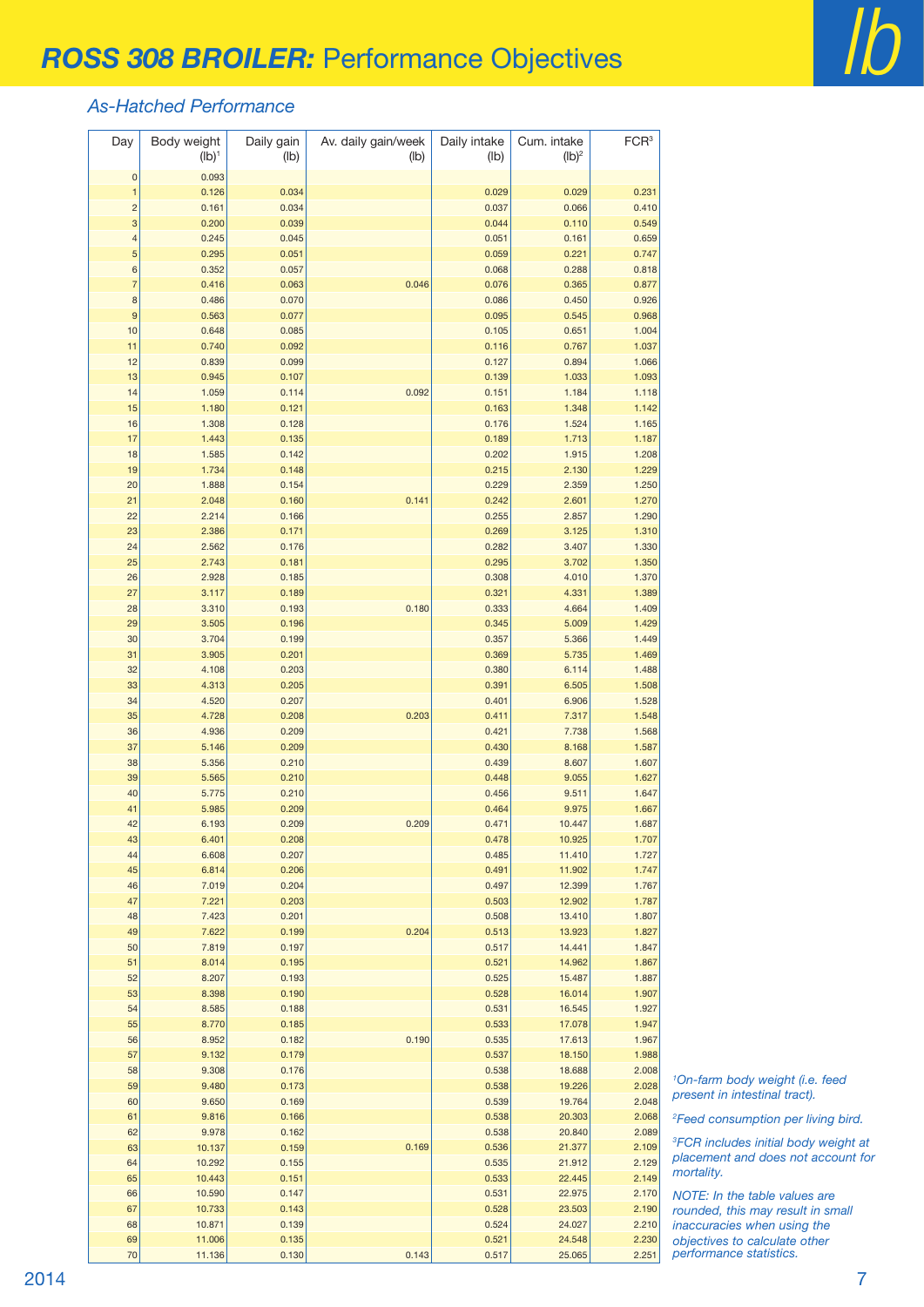# ROSS 308 BROILER: Performance Objectives

lb

## *As-Hatched Performance*

| Day | Body weight (lb)[1] | Daily gain (lb) | Av. daily gain/week (lb) | Daily intake (lb) | Cum. intake (lb)[2] | FCR[3] |
|---|---|---|---|---|---|---|
| 0 | 0.093 | | | | | |
| 1 | 0.126 | 0.034 | | 0.029 | 0.029 | 0.231 |
| 2 | 0.161 | 0.034 | | 0.037 | 0.066 | 0.410 |
| 3 | 0.200 | 0.039 | | 0.044 | 0.110 | 0.549 |
| 4 | 0.245 | 0.045 | | 0.051 | 0.161 | 0.659 |
| 5 | 0.295 | 0.051 | | 0.059 | 0.221 | 0.747 |
| 6 | 0.352 | 0.057 | | 0.068 | 0.288 | 0.818 |
| 7 | 0.416 | 0.063 | 0.046 | 0.076 | 0.365 | 0.877 |
| 8 | 0.486 | 0.070 | | 0.086 | 0.450 | 0.926 |
| 9 | 0.563 | 0.077 | | 0.095 | 0.545 | 0.968 |
| 10 | 0.648 | 0.085 | | 0.105 | 0.651 | 1.004 |
| 11 | 0.740 | 0.092 | | 0.116 | 0.767 | 1.037 |
| 12 | 0.839 | 0.099 | | 0.127 | 0.894 | 1.066 |
| 13 | 0.945 | 0.107 | | 0.139 | 1.033 | 1.093 |
| 14 | 1.059 | 0.114 | 0.092 | 0.151 | 1.184 | 1.118 |
| 15 | 1.180 | 0.121 | | 0.163 | 1.348 | 1.142 |
| 16 | 1.308 | 0.128 | | 0.176 | 1.524 | 1.165 |
| 17 | 1.443 | 0.135 | | 0.189 | 1.713 | 1.187 |
| 18 | 1.585 | 0.142 | | 0.202 | 1.915 | 1.208 |
| 19 | 1.734 | 0.148 | | 0.215 | 2.130 | 1.229 |
| 20 | 1.888 | 0.154 | | 0.229 | 2.359 | 1.250 |
| 21 | 2.048 | 0.160 | 0.141 | 0.242 | 2.601 | 1.270 |
| 22 | 2.214 | 0.166 | | 0.255 | 2.857 | 1.290 |
| 23 | 2.386 | 0.171 | | 0.269 | 3.125 | 1.310 |
| 24 | 2.562 | 0.176 | | 0.282 | 3.407 | 1.330 |
| 25 | 2.743 | 0.181 | | 0.295 | 3.702 | 1.350 |
| 26 | 2.928 | 0.185 | | 0.308 | 4.010 | 1.370 |
| 27 | 3.117 | 0.189 | | 0.321 | 4.331 | 1.389 |
| 28 | 3.310 | 0.193 | 0.180 | 0.333 | 4.664 | 1.409 |
| 29 | 3.505 | 0.196 | | 0.345 | 5.009 | 1.429 |
| 30 | 3.704 | 0.199 | | 0.357 | 5.366 | 1.449 |
| 31 | 3.905 | 0.201 | | 0.369 | 5.735 | 1.469 |
| 32 | 4.108 | 0.203 | | 0.380 | 6.114 | 1.488 |
| 33 | 4.313 | 0.205 | | 0.391 | 6.505 | 1.508 |
| 34 | 4.520 | 0.207 | | 0.401 | 6.906 | 1.528 |
| 35 | 4.728 | 0.208 | 0.203 | 0.411 | 7.317 | 1.548 |
| 36 | 4.936 | 0.209 | | 0.421 | 7.738 | 1.568 |
| 37 | 5.146 | 0.209 | | 0.430 | 8.168 | 1.587 |
| 38 | 5.356 | 0.210 | | 0.439 | 8.607 | 1.607 |
| 39 | 5.565 | 0.210 | | 0.448 | 9.055 | 1.627 |
| 40 | 5.775 | 0.210 | | 0.456 | 9.511 | 1.647 |
| 41 | 5.985 | 0.209 | | 0.464 | 9.975 | 1.667 |
| 42 | 6.193 | 0.209 | 0.209 | 0.471 | 10.447 | 1.687 |
| 43 | 6.401 | 0.208 | | 0.478 | 10.925 | 1.707 |
| 44 | 6.608 | 0.207 | | 0.485 | 11.410 | 1.727 |
| 45 | 6.814 | 0.206 | | 0.491 | 11.902 | 1.747 |
| 46 | 7.019 | 0.204 | | 0.497 | 12.399 | 1.767 |
| 47 | 7.221 | 0.203 | | 0.503 | 12.902 | 1.787 |
| 48 | 7.423 | 0.201 | | 0.508 | 13.410 | 1.807 |
| 49 | 7.622 | 0.199 | 0.204 | 0.513 | 13.923 | 1.827 |
| 50 | 7.819 | 0.197 | | 0.517 | 14.441 | 1.847 |
| 51 | 8.014 | 0.195 | | 0.521 | 14.962 | 1.867 |
| 52 | 8.207 | 0.193 | | 0.525 | 15.487 | 1.887 |
| 53 | 8.398 | 0.190 | | 0.528 | 16.014 | 1.907 |
| 54 | 8.585 | 0.188 | | 0.531 | 16.545 | 1.927 |
| 55 | 8.770 | 0.185 | | 0.533 | 17.078 | 1.947 |
| 56 | 8.952 | 0.182 | 0.190 | 0.535 | 17.613 | 1.967 |
| 57 | 9.132 | 0.179 | | 0.537 | 18.150 | 1.988 |
| 58 | 9.308 | 0.176 | | 0.538 | 18.688 | 2.008 |
| 59 | 9.480 | 0.173 | | 0.538 | 19.226 | 2.028 |
| 60 | 9.650 | 0.169 | | 0.539 | 19.764 | 2.048 |
| 61 | 9.816 | 0.166 | | 0.538 | 20.303 | 2.068 |
| 62 | 9.978 | 0.162 | | 0.538 | 20.840 | 2.089 |
| 63 | 10.137 | 0.159 | 0.169 | 0.536 | 21.377 | 2.109 |
| 64 | 10.292 | 0.155 | | 0.535 | 21.912 | 2.129 |
| 65 | 10.443 | 0.151 | | 0.533 | 22.445 | 2.149 |
| 66 | 10.590 | 0.147 | | 0.531 | 22.975 | 2.170 |
| 67 | 10.733 | 0.143 | | 0.528 | 23.503 | 2.190 |
| 68 | 10.871 | 0.139 | | 0.524 | 24.027 | 2.210 |
| 69 | 11.006 | 0.135 | | 0.521 | 24.548 | 2.230 |
| 70 | 11.136 | 0.130 | 0.143 | 0.517 | 25.065 | 2.251 |

*[1]On-farm body weight (i.e. feed present in intestinal tract).*

*[2]Feed consumption per living bird.*

*[3]FCR includes initial body weight at placement and does not account for mortality.*

*NOTE: In the table values are rounded, this may result in small inaccuracies when using the objectives to calculate other performance statistics.*

2014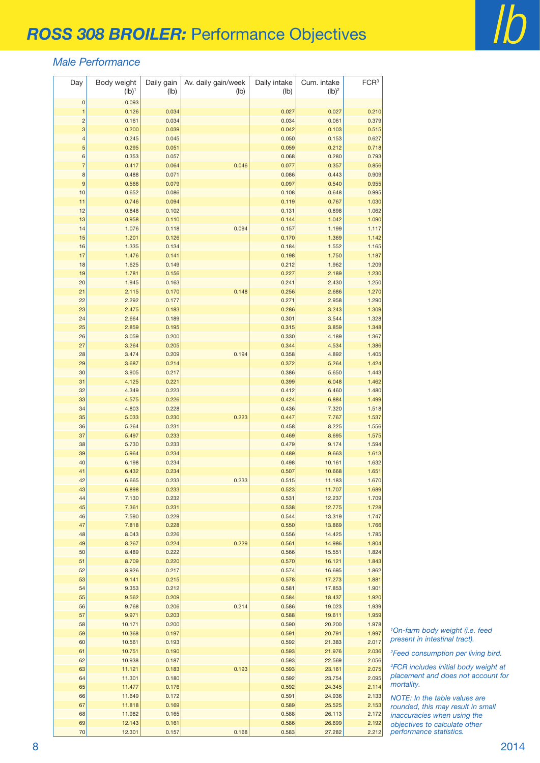# ROSS 308 BROILER: Performance Objectives

lb

### Male Performance

| Day | Body weight (lb)[1] | Daily gain (lb) | Av. daily gain/week (lb) | Daily intake (lb) | Cum. intake (lb)[2] | FCR[3] |
|---|---|---|---|---|---|---|
| 0 | 0.093 | | | | | |
| 1 | 0.126 | 0.034 | | 0.027 | 0.027 | 0.210 |
| 2 | 0.161 | 0.034 | | 0.034 | 0.061 | 0.379 |
| 3 | 0.200 | 0.039 | | 0.042 | 0.103 | 0.515 |
| 4 | 0.245 | 0.045 | | 0.050 | 0.153 | 0.627 |
| 5 | 0.295 | 0.051 | | 0.059 | 0.212 | 0.718 |
| 6 | 0.353 | 0.057 | | 0.068 | 0.280 | 0.793 |
| 7 | 0.417 | 0.064 | 0.046 | 0.077 | 0.357 | 0.856 |
| 8 | 0.488 | 0.071 | | 0.086 | 0.443 | 0.909 |
| 9 | 0.566 | 0.079 | | 0.097 | 0.540 | 0.955 |
| 10 | 0.652 | 0.086 | | 0.108 | 0.648 | 0.995 |
| 11 | 0.746 | 0.094 | | 0.119 | 0.767 | 1.030 |
| 12 | 0.848 | 0.102 | | 0.131 | 0.898 | 1.062 |
| 13 | 0.958 | 0.110 | | 0.144 | 1.042 | 1.090 |
| 14 | 1.076 | 0.118 | 0.094 | 0.157 | 1.199 | 1.117 |
| 15 | 1.201 | 0.126 | | 0.170 | 1.369 | 1.142 |
| 16 | 1.335 | 0.134 | | 0.184 | 1.552 | 1.165 |
| 17 | 1.476 | 0.141 | | 0.198 | 1.750 | 1.187 |
| 18 | 1.625 | 0.149 | | 0.212 | 1.962 | 1.209 |
| 19 | 1.781 | 0.156 | | 0.227 | 2.189 | 1.230 |
| 20 | 1.945 | 0.163 | | 0.241 | 2.430 | 1.250 |
| 21 | 2.115 | 0.170 | 0.148 | 0.256 | 2.686 | 1.270 |
| 22 | 2.292 | 0.177 | | 0.271 | 2.958 | 1.290 |
| 23 | 2.475 | 0.183 | | 0.286 | 3.243 | 1.309 |
| 24 | 2.664 | 0.189 | | 0.301 | 3.544 | 1.328 |
| 25 | 2.859 | 0.195 | | 0.315 | 3.859 | 1.348 |
| 26 | 3.059 | 0.200 | | 0.330 | 4.189 | 1.367 |
| 27 | 3.264 | 0.205 | | 0.344 | 4.534 | 1.386 |
| 28 | 3.474 | 0.209 | 0.194 | 0.358 | 4.892 | 1.405 |
| 29 | 3.687 | 0.214 | | 0.372 | 5.264 | 1.424 |
| 30 | 3.905 | 0.217 | | 0.386 | 5.650 | 1.443 |
| 31 | 4.125 | 0.221 | | 0.399 | 6.048 | 1.462 |
| 32 | 4.349 | 0.223 | | 0.412 | 6.460 | 1.480 |
| 33 | 4.575 | 0.226 | | 0.424 | 6.884 | 1.499 |
| 34 | 4.803 | 0.228 | | 0.436 | 7.320 | 1.518 |
| 35 | 5.033 | 0.230 | 0.223 | 0.447 | 7.767 | 1.537 |
| 36 | 5.264 | 0.231 | | 0.458 | 8.225 | 1.556 |
| 37 | 5.497 | 0.233 | | 0.469 | 8.695 | 1.575 |
| 38 | 5.730 | 0.233 | | 0.479 | 9.174 | 1.594 |
| 39 | 5.964 | 0.234 | | 0.489 | 9.663 | 1.613 |
| 40 | 6.198 | 0.234 | | 0.498 | 10.161 | 1.632 |
| 41 | 6.432 | 0.234 | | 0.507 | 10.668 | 1.651 |
| 42 | 6.665 | 0.233 | 0.233 | 0.515 | 11.183 | 1.670 |
| 43 | 6.898 | 0.233 | | 0.523 | 11.707 | 1.689 |
| 44 | 7.130 | 0.232 | | 0.531 | 12.237 | 1.709 |
| 45 | 7.361 | 0.231 | | 0.538 | 12.775 | 1.728 |
| 46 | 7.590 | 0.229 | | 0.544 | 13.319 | 1.747 |
| 47 | 7.818 | 0.228 | | 0.550 | 13.869 | 1.766 |
| 48 | 8.043 | 0.226 | | 0.556 | 14.425 | 1.785 |
| 49 | 8.267 | 0.224 | 0.229 | 0.561 | 14.986 | 1.804 |
| 50 | 8.489 | 0.222 | | 0.566 | 15.551 | 1.824 |
| 51 | 8.709 | 0.220 | | 0.570 | 16.121 | 1.843 |
| 52 | 8.926 | 0.217 | | 0.574 | 16.695 | 1.862 |
| 53 | 9.141 | 0.215 | | 0.578 | 17.273 | 1.881 |
| 54 | 9.353 | 0.212 | | 0.581 | 17.853 | 1.901 |
| 55 | 9.562 | 0.209 | | 0.584 | 18.437 | 1.920 |
| 56 | 9.768 | 0.206 | 0.214 | 0.586 | 19.023 | 1.939 |
| 57 | 9.971 | 0.203 | | 0.588 | 19.611 | 1.959 |
| 58 | 10.171 | 0.200 | | 0.590 | 20.200 | 1.978 |
| 59 | 10.368 | 0.197 | | 0.591 | 20.791 | 1.997 |
| 60 | 10.561 | 0.193 | | 0.592 | 21.383 | 2.017 |
| 61 | 10.751 | 0.190 | | 0.593 | 21.976 | 2.036 |
| 62 | 10.938 | 0.187 | | 0.593 | 22.569 | 2.056 |
| 63 | 11.121 | 0.183 | 0.193 | 0.593 | 23.161 | 2.075 |
| 64 | 11.301 | 0.180 | | 0.592 | 23.754 | 2.095 |
| 65 | 11.477 | 0.176 | | 0.592 | 24.345 | 2.114 |
| 66 | 11.649 | 0.172 | | 0.591 | 24.936 | 2.133 |
| 67 | 11.818 | 0.169 | | 0.589 | 25.525 | 2.153 |
| 68 | 11.982 | 0.165 | | 0.588 | 26.113 | 2.172 |
| 69 | 12.143 | 0.161 | | 0.586 | 26.699 | 2.192 |
| 70 | 12.301 | 0.157 | 0.168 | 0.583 | 27.282 | 2.212 |

*[1]On-farm body weight (i.e. feed present in intestinal tract).*

*[2]Feed consumption per living bird.*

*[3]FCR includes initial body weight at placement and does not account for mortality.*

*NOTE: In the table values are rounded, this may result in small inaccuracies when using the objectives to calculate other performance statistics.*

2014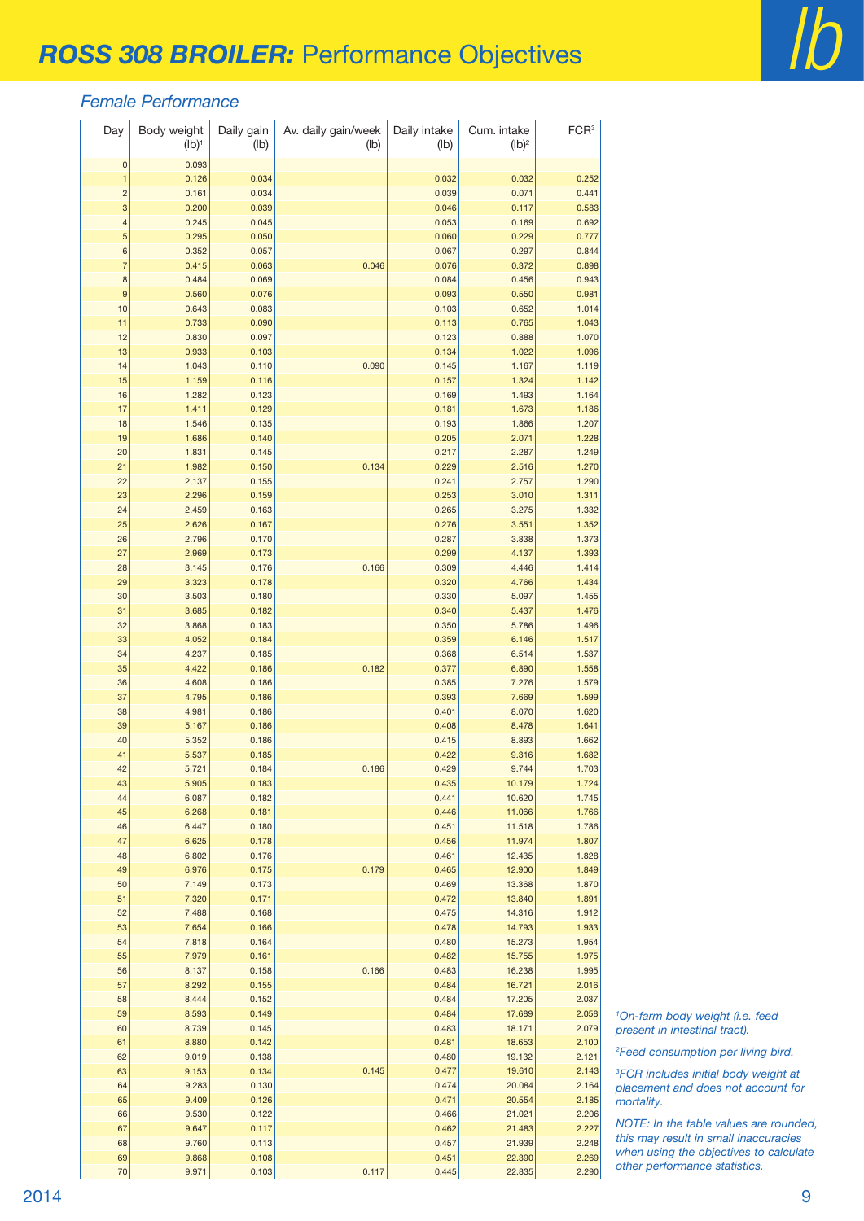# ROSS 308 BROILER: Performance Objectives

*lb*

## *Female Performance*

| Day | Body weight (lb)[1] | Daily gain (lb) | Av. daily gain/week (lb) | Daily intake (lb) | Cum. intake (lb)[2] | FCR[3] |
|---|---|---|---|---|---|---|
| 0 | 0.093 | | | | | |
| 1 | 0.126 | 0.034 | | 0.032 | 0.032 | 0.252 |
| 2 | 0.161 | 0.034 | | 0.039 | 0.071 | 0.441 |
| 3 | 0.200 | 0.039 | | 0.046 | 0.117 | 0.583 |
| 4 | 0.245 | 0.045 | | 0.053 | 0.169 | 0.692 |
| 5 | 0.295 | 0.050 | | 0.060 | 0.229 | 0.777 |
| 6 | 0.352 | 0.057 | | 0.067 | 0.297 | 0.844 |
| 7 | 0.415 | 0.063 | 0.046 | 0.076 | 0.372 | 0.898 |
| 8 | 0.484 | 0.069 | | 0.084 | 0.456 | 0.943 |
| 9 | 0.560 | 0.076 | | 0.093 | 0.550 | 0.981 |
| 10 | 0.643 | 0.083 | | 0.103 | 0.652 | 1.014 |
| 11 | 0.733 | 0.090 | | 0.113 | 0.765 | 1.043 |
| 12 | 0.830 | 0.097 | | 0.123 | 0.888 | 1.070 |
| 13 | 0.933 | 0.103 | | 0.134 | 1.022 | 1.096 |
| 14 | 1.043 | 0.110 | 0.090 | 0.145 | 1.167 | 1.119 |
| 15 | 1.159 | 0.116 | | 0.157 | 1.324 | 1.142 |
| 16 | 1.282 | 0.123 | | 0.169 | 1.493 | 1.164 |
| 17 | 1.411 | 0.129 | | 0.181 | 1.673 | 1.186 |
| 18 | 1.546 | 0.135 | | 0.193 | 1.866 | 1.207 |
| 19 | 1.686 | 0.140 | | 0.205 | 2.071 | 1.228 |
| 20 | 1.831 | 0.145 | | 0.217 | 2.287 | 1.249 |
| 21 | 1.982 | 0.150 | 0.134 | 0.229 | 2.516 | 1.270 |
| 22 | 2.137 | 0.155 | | 0.241 | 2.757 | 1.290 |
| 23 | 2.296 | 0.159 | | 0.253 | 3.010 | 1.311 |
| 24 | 2.459 | 0.163 | | 0.265 | 3.275 | 1.332 |
| 25 | 2.626 | 0.167 | | 0.276 | 3.551 | 1.352 |
| 26 | 2.796 | 0.170 | | 0.287 | 3.838 | 1.373 |
| 27 | 2.969 | 0.173 | | 0.299 | 4.137 | 1.393 |
| 28 | 3.145 | 0.176 | 0.166 | 0.309 | 4.446 | 1.414 |
| 29 | 3.323 | 0.178 | | 0.320 | 4.766 | 1.434 |
| 30 | 3.503 | 0.180 | | 0.330 | 5.097 | 1.455 |
| 31 | 3.685 | 0.182 | | 0.340 | 5.437 | 1.476 |
| 32 | 3.868 | 0.183 | | 0.350 | 5.786 | 1.496 |
| 33 | 4.052 | 0.184 | | 0.359 | 6.146 | 1.517 |
| 34 | 4.237 | 0.185 | | 0.368 | 6.514 | 1.537 |
| 35 | 4.422 | 0.186 | 0.182 | 0.377 | 6.890 | 1.558 |
| 36 | 4.608 | 0.186 | | 0.385 | 7.276 | 1.579 |
| 37 | 4.795 | 0.186 | | 0.393 | 7.669 | 1.599 |
| 38 | 4.981 | 0.186 | | 0.401 | 8.070 | 1.620 |
| 39 | 5.167 | 0.186 | | 0.408 | 8.478 | 1.641 |
| 40 | 5.352 | 0.186 | | 0.415 | 8.893 | 1.662 |
| 41 | 5.537 | 0.185 | | 0.422 | 9.316 | 1.682 |
| 42 | 5.721 | 0.184 | 0.186 | 0.429 | 9.744 | 1.703 |
| 43 | 5.905 | 0.183 | | 0.435 | 10.179 | 1.724 |
| 44 | 6.087 | 0.182 | | 0.441 | 10.620 | 1.745 |
| 45 | 6.268 | 0.181 | | 0.446 | 11.066 | 1.766 |
| 46 | 6.447 | 0.180 | | 0.451 | 11.518 | 1.786 |
| 47 | 6.625 | 0.178 | | 0.456 | 11.974 | 1.807 |
| 48 | 6.802 | 0.176 | | 0.461 | 12.435 | 1.828 |
| 49 | 6.976 | 0.175 | 0.179 | 0.465 | 12.900 | 1.849 |
| 50 | 7.149 | 0.173 | | 0.469 | 13.368 | 1.870 |
| 51 | 7.320 | 0.171 | | 0.472 | 13.840 | 1.891 |
| 52 | 7.488 | 0.168 | | 0.475 | 14.316 | 1.912 |
| 53 | 7.654 | 0.166 | | 0.478 | 14.793 | 1.933 |
| 54 | 7.818 | 0.164 | | 0.480 | 15.273 | 1.954 |
| 55 | 7.979 | 0.161 | | 0.482 | 15.755 | 1.975 |
| 56 | 8.137 | 0.158 | 0.166 | 0.483 | 16.238 | 1.995 |
| 57 | 8.292 | 0.155 | | 0.484 | 16.721 | 2.016 |
| 58 | 8.444 | 0.152 | | 0.484 | 17.205 | 2.037 |
| 59 | 8.593 | 0.149 | | 0.484 | 17.689 | 2.058 |
| 60 | 8.739 | 0.145 | | 0.483 | 18.171 | 2.079 |
| 61 | 8.880 | 0.142 | | 0.481 | 18.653 | 2.100 |
| 62 | 9.019 | 0.138 | | 0.480 | 19.132 | 2.121 |
| 63 | 9.153 | 0.134 | 0.145 | 0.477 | 19.610 | 2.143 |
| 64 | 9.283 | 0.130 | | 0.474 | 20.084 | 2.164 |
| 65 | 9.409 | 0.126 | | 0.471 | 20.554 | 2.185 |
| 66 | 9.530 | 0.122 | | 0.466 | 21.021 | 2.206 |
| 67 | 9.647 | 0.117 | | 0.462 | 21.483 | 2.227 |
| 68 | 9.760 | 0.113 | | 0.457 | 21.939 | 2.248 |
| 69 | 9.868 | 0.108 | | 0.451 | 22.390 | 2.269 |
| 70 | 9.971 | 0.103 | 0.117 | 0.445 | 22.835 | 2.290 |

*[1]On-farm body weight (i.e. feed present in intestinal tract).*

*[2]Feed consumption per living bird.*

*[3]FCR includes initial body weight at placement and does not account for mortality.*

*NOTE: In the table values are rounded, this may result in small inaccuracies when using the objectives to calculate other performance statistics.*

2014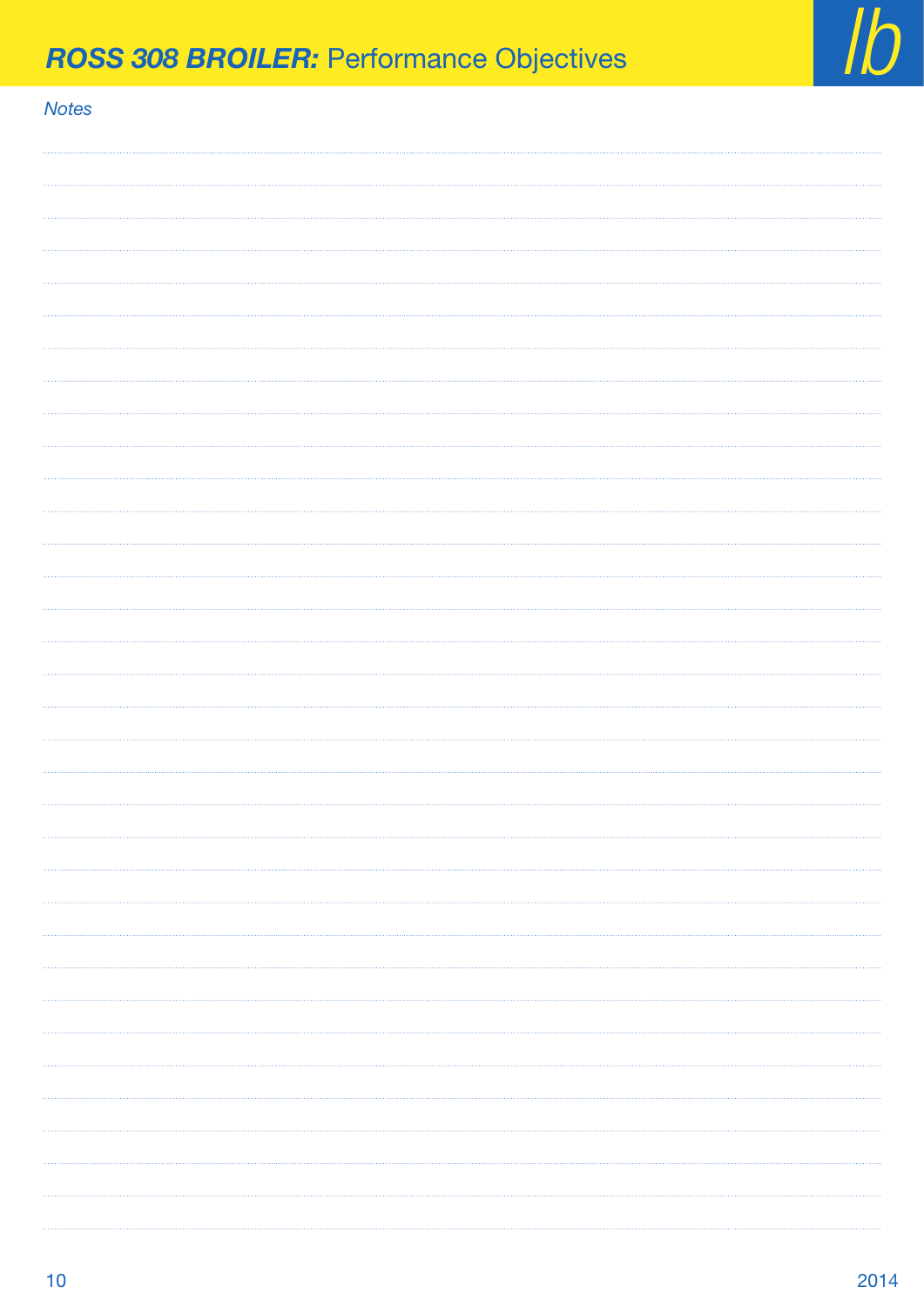*Notes*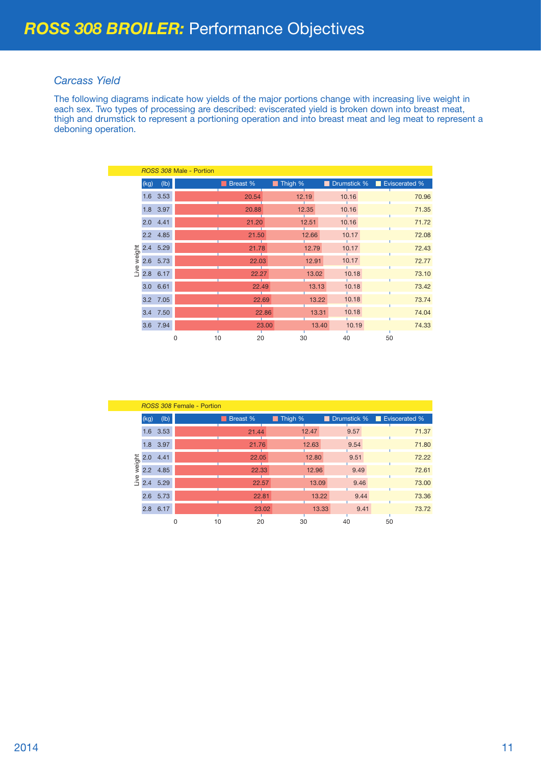# ROSS 308 BROILER: Performance Objectives

## *Carcass Yield*

The following diagrams indicate how yields of the major portions change with increasing live weight in each sex. Two types of processing are described: eviscerated yield is broken down into breast meat, thigh and drumstick to represent a portioning operation and into breast meat and leg meat to represent a deboning operation.

*ROSS 308* Male - Portion

| Live weight (kg) | Live weight (lb) | Breast % | Thigh % | Drumstick % | Eviscerated % |
|---|---|---|---|---|---|
| 1.6 | 3.53 | 20.54 | 12.19 | 10.16 | 70.96 |
| 1.8 | 3.97 | 20.88 | 12.35 | 10.16 | 71.35 |
| 2.0 | 4.41 | 21.20 | 12.51 | 10.16 | 71.72 |
| 2.2 | 4.85 | 21.50 | 12.66 | 10.17 | 72.08 |
| 2.4 | 5.29 | 21.78 | 12.79 | 10.17 | 72.43 |
| 2.6 | 5.73 | 22.03 | 12.91 | 10.17 | 72.77 |
| 2.8 | 6.17 | 22.27 | 13.02 | 10.18 | 73.10 |
| 3.0 | 6.61 | 22.49 | 13.13 | 10.18 | 73.42 |
| 3.2 | 7.05 | 22.69 | 13.22 | 10.18 | 73.74 |
| 3.4 | 7.50 | 22.86 | 13.31 | 10.18 | 74.04 |
| 3.6 | 7.94 | 23.00 | 13.40 | 10.19 | 74.33 |

*ROSS 308* Female - Portion

| Live weight (kg) | Live weight (lb) | Breast % | Thigh % | Drumstick % | Eviscerated % |
|---|---|---|---|---|---|
| 1.6 | 3.53 | 21.44 | 12.47 | 9.57 | 71.37 |
| 1.8 | 3.97 | 21.76 | 12.63 | 9.54 | 71.80 |
| 2.0 | 4.41 | 22.05 | 12.80 | 9.51 | 72.22 |
| 2.2 | 4.85 | 22.33 | 12.96 | 9.49 | 72.61 |
| 2.4 | 5.29 | 22.57 | 13.09 | 9.46 | 73.00 |
| 2.6 | 5.73 | 22.81 | 13.22 | 9.44 | 73.36 |
| 2.8 | 6.17 | 23.02 | 13.33 | 9.41 | 73.72 |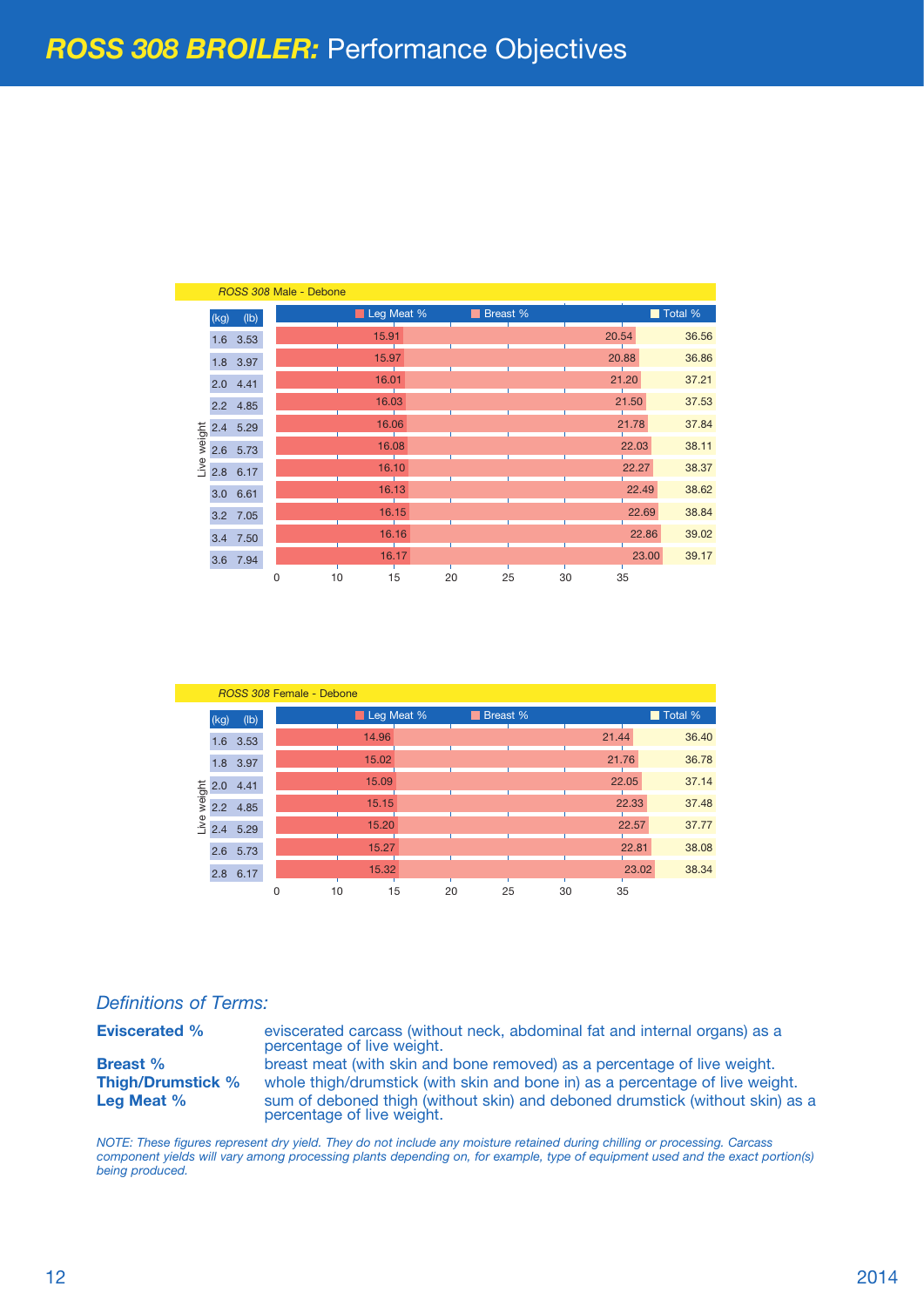# *ROSS 308 BROILER:* Performance Objectives

*ROSS 308* Male - Debone

| Live weight (kg) | Live weight (lb) | Leg Meat % | Breast % | Total % |
|---|---|---|---|---|
| 1.6 | 3.53 | 15.91 | 20.54 | 36.56 |
| 1.8 | 3.97 | 15.97 | 20.88 | 36.86 |
| 2.0 | 4.41 | 16.01 | 21.20 | 37.21 |
| 2.2 | 4.85 | 16.03 | 21.50 | 37.53 |
| 2.4 | 5.29 | 16.06 | 21.78 | 37.84 |
| 2.6 | 5.73 | 16.08 | 22.03 | 38.11 |
| 2.8 | 6.17 | 16.10 | 22.27 | 38.37 |
| 3.0 | 6.61 | 16.13 | 22.49 | 38.62 |
| 3.2 | 7.05 | 16.15 | 22.69 | 38.84 |
| 3.4 | 7.50 | 16.16 | 22.86 | 39.02 |
| 3.6 | 7.94 | 16.17 | 23.00 | 39.17 |

*ROSS 308* Female - Debone

| Live weight (kg) | Live weight (lb) | Leg Meat % | Breast % | Total % |
|---|---|---|---|---|
| 1.6 | 3.53 | 14.96 | 21.44 | 36.40 |
| 1.8 | 3.97 | 15.02 | 21.76 | 36.78 |
| 2.0 | 4.41 | 15.09 | 22.05 | 37.14 |
| 2.2 | 4.85 | 15.15 | 22.33 | 37.48 |
| 2.4 | 5.29 | 15.20 | 22.57 | 37.77 |
| 2.6 | 5.73 | 15.27 | 22.81 | 38.08 |
| 2.8 | 6.17 | 15.32 | 23.02 | 38.34 |

### *Definitions of Terms:*

**Eviscerated %** eviscerated carcass (without neck, abdominal fat and internal organs) as a percentage of live weight.

**Breast %** breast meat (with skin and bone removed) as a percentage of live weight.

**Thigh/Drumstick %** whole thigh/drumstick (with skin and bone in) as a percentage of live weight.

**Leg Meat %** sum of deboned thigh (without skin) and deboned drumstick (without skin) as a percentage of live weight.

*NOTE: These figures represent dry yield. They do not include any moisture retained during chilling or processing. Carcass component yields will vary among processing plants depending on, for example, type of equipment used and the exact portion(s) being produced.*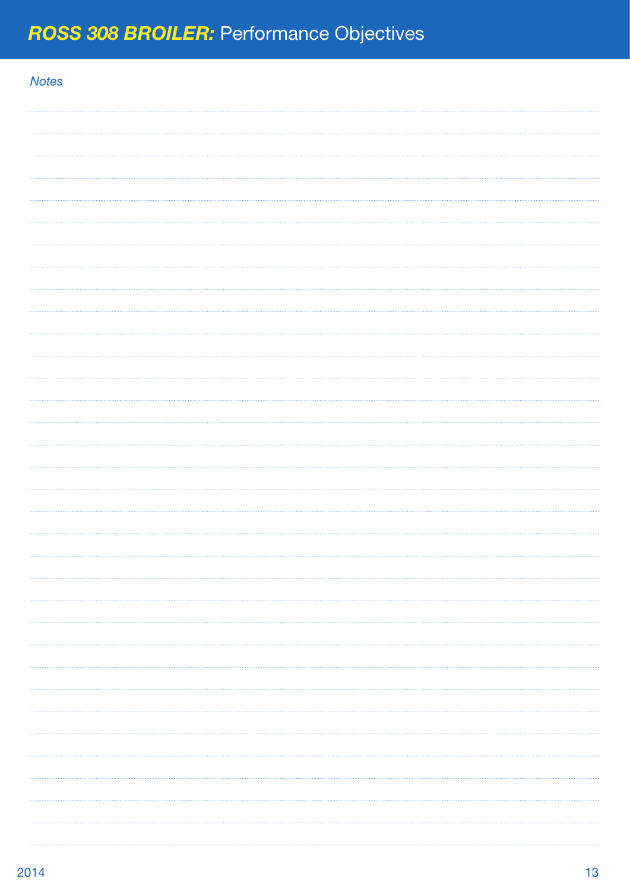*Notes*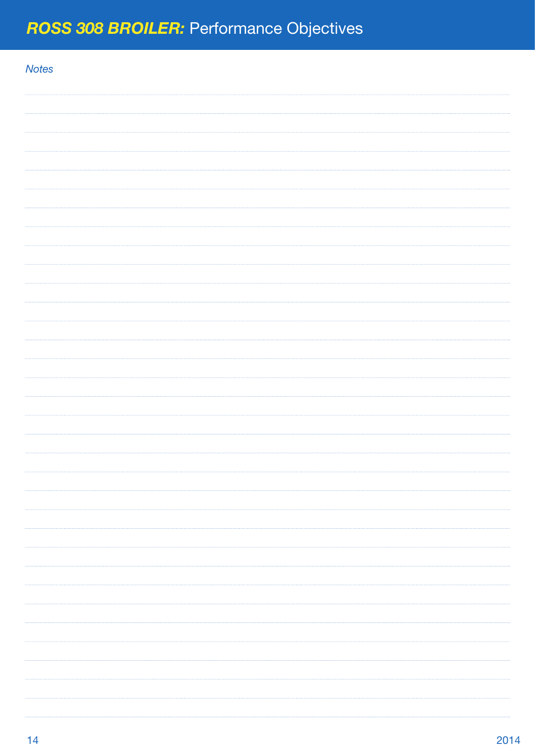*Notes*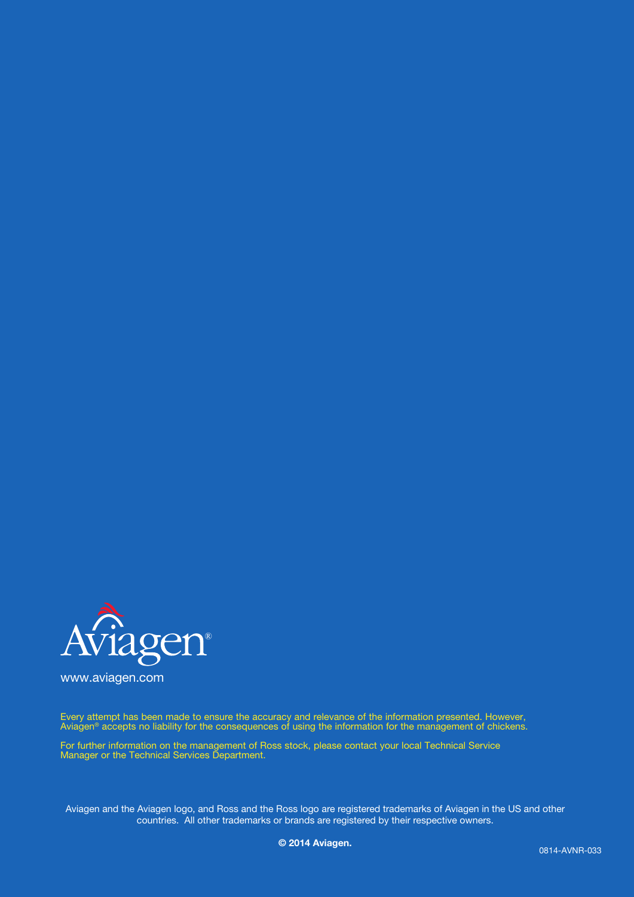Aviagen®

www.aviagen.com

Every attempt has been made to ensure the accuracy and relevance of the information presented. However, Aviagen® accepts no liability for the consequences of using the information for the management of chickens.

For further information on the management of Ross stock, please contact your local Technical Service Manager or the Technical Services Department.

Aviagen and the Aviagen logo, and Ross and the Ross logo are registered trademarks of Aviagen in the US and other countries. All other trademarks or brands are registered by their respective owners.

**© 2014 Aviagen.**

0814-AVNR-033